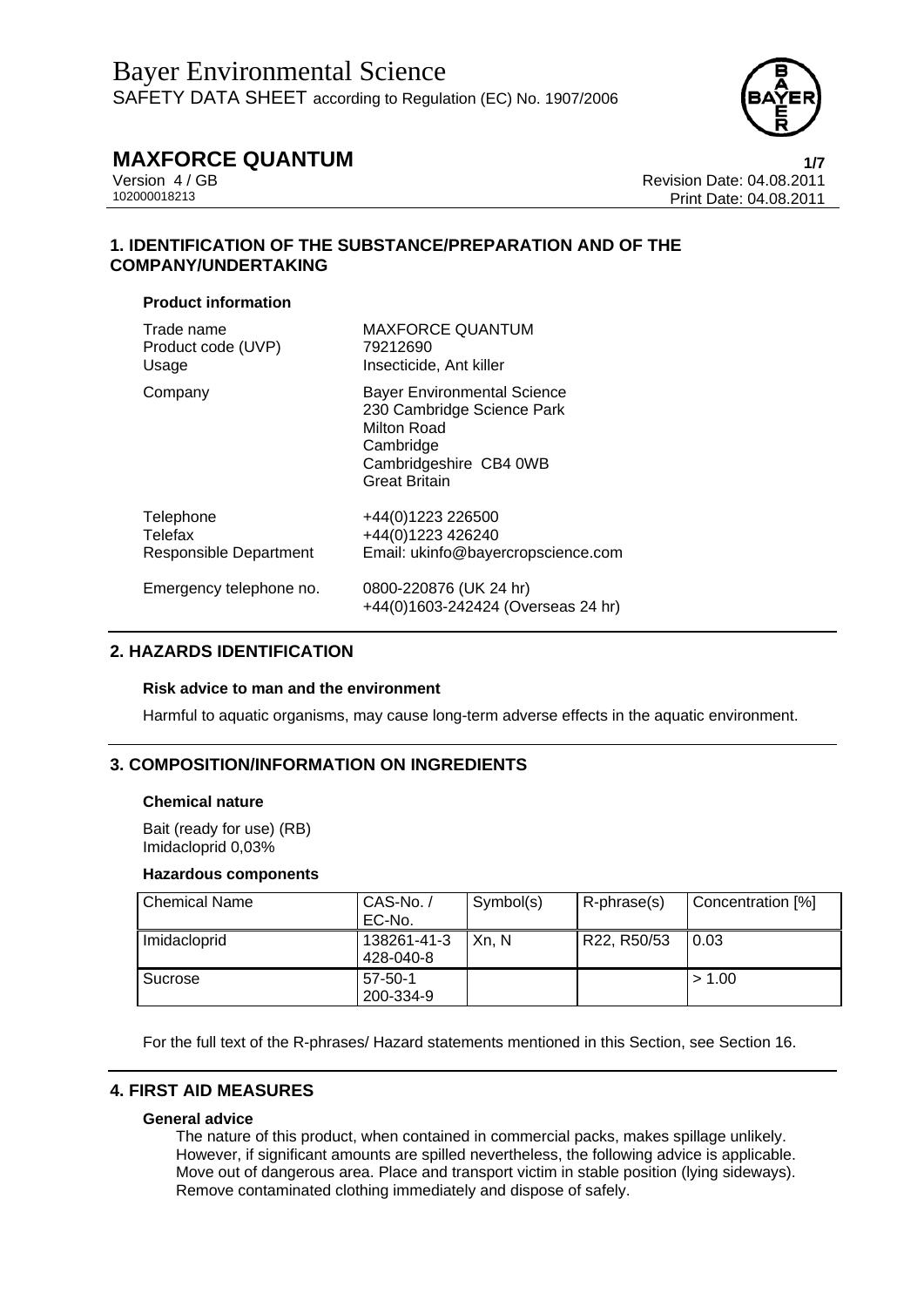# Bayer Environmental Science

SAFETY DATA SHEET according to Regulation (EC) No. 1907/2006

## MAXFORCE QUANTUM

Version 4 / GB
102000018213

Revision Date: 04.08.2011
Print Date: 04.08.2011

## 1. IDENTIFICATION OF THE SUBSTANCE/PREPARATION AND OF THE COMPANY/UNDERTAKING

### Product information

| | |
|---|---|
| Trade name | MAXFORCE QUANTUM |
| Product code (UVP) | 79212690 |
| Usage | Insecticide, Ant killer |
| Company | Bayer Environmental Science<br>230 Cambridge Science Park<br>Milton Road<br>Cambridge<br>Cambridgeshire CB4 0WB<br>Great Britain |
| Telephone | +44(0)1223 226500 |
| Telefax | +44(0)1223 426240 |
| Responsible Department | Email: ukinfo@bayercropscience.com |
| Emergency telephone no. | 0800-220876 (UK 24 hr)<br>+44(0)1603-242424 (Overseas 24 hr) |

## 2. HAZARDS IDENTIFICATION

### Risk advice to man and the environment

Harmful to aquatic organisms, may cause long-term adverse effects in the aquatic environment.

## 3. COMPOSITION/INFORMATION ON INGREDIENTS

### Chemical nature

Bait (ready for use) (RB)
Imidacloprid 0,03%

### Hazardous components

| Chemical Name | CAS-No. / EC-No. | Symbol(s) | R-phrase(s) | Concentration [%] |
|---|---|---|---|---|
| Imidacloprid | 138261-41-3<br>428-040-8 | Xn, N | R22, R50/53 | 0.03 |
| Sucrose | 57-50-1<br>200-334-9 | | | > 1.00 |

For the full text of the R-phrases/ Hazard statements mentioned in this Section, see Section 16.

## 4. FIRST AID MEASURES

### General advice

The nature of this product, when contained in commercial packs, makes spillage unlikely. However, if significant amounts are spilled nevertheless, the following advice is applicable. Move out of dangerous area. Place and transport victim in stable position (lying sideways). Remove contaminated clothing immediately and dispose of safely.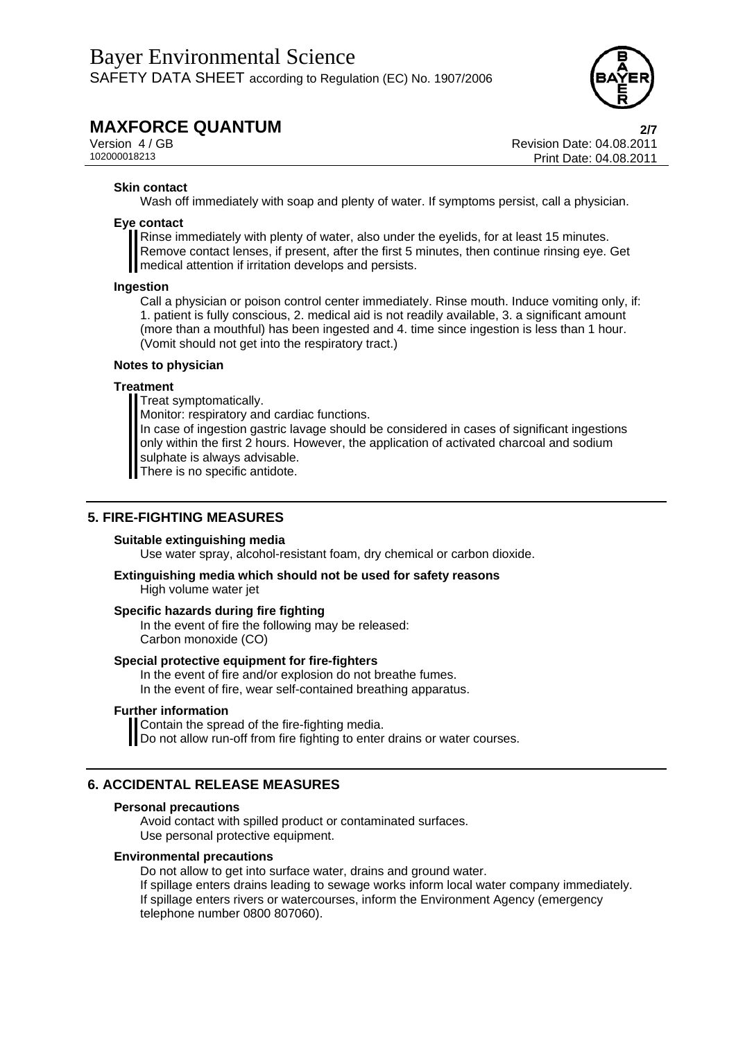**Skin contact**

Wash off immediately with soap and plenty of water. If symptoms persist, call a physician.

**Eye contact**

Rinse immediately with plenty of water, also under the eyelids, for at least 15 minutes. Remove contact lenses, if present, after the first 5 minutes, then continue rinsing eye. Get medical attention if irritation develops and persists.

**Ingestion**

Call a physician or poison control center immediately. Rinse mouth. Induce vomiting only, if: 1. patient is fully conscious, 2. medical aid is not readily available, 3. a significant amount (more than a mouthful) has been ingested and 4. time since ingestion is less than 1 hour. (Vomit should not get into the respiratory tract.)

**Notes to physician**

**Treatment**

Treat symptomatically.
Monitor: respiratory and cardiac functions.
In case of ingestion gastric lavage should be considered in cases of significant ingestions only within the first 2 hours. However, the application of activated charcoal and sodium sulphate is always advisable.
There is no specific antidote.

## 5. FIRE-FIGHTING MEASURES

**Suitable extinguishing media**

Use water spray, alcohol-resistant foam, dry chemical or carbon dioxide.

**Extinguishing media which should not be used for safety reasons**

High volume water jet

**Specific hazards during fire fighting**

In the event of fire the following may be released:
Carbon monoxide (CO)

**Special protective equipment for fire-fighters**

In the event of fire and/or explosion do not breathe fumes.
In the event of fire, wear self-contained breathing apparatus.

**Further information**

Contain the spread of the fire-fighting media.
Do not allow run-off from fire fighting to enter drains or water courses.

## 6. ACCIDENTAL RELEASE MEASURES

**Personal precautions**

Avoid contact with spilled product or contaminated surfaces.
Use personal protective equipment.

**Environmental precautions**

Do not allow to get into surface water, drains and ground water.
If spillage enters drains leading to sewage works inform local water company immediately.
If spillage enters rivers or watercourses, inform the Environment Agency (emergency telephone number 0800 807060).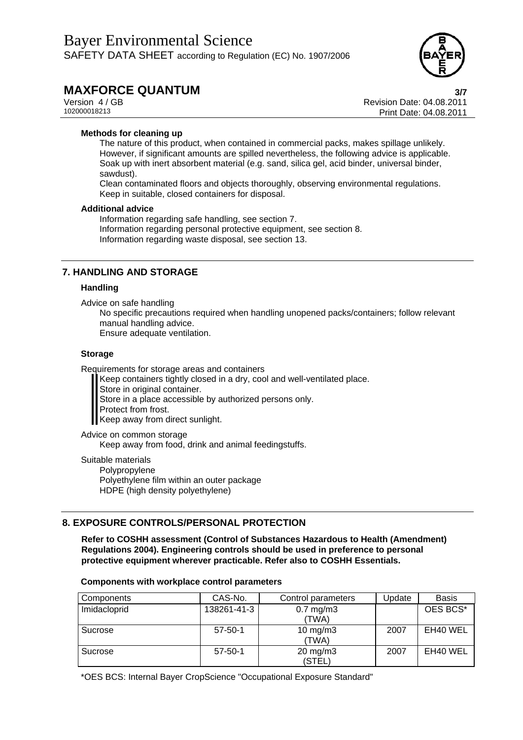**Methods for cleaning up**

The nature of this product, when contained in commercial packs, makes spillage unlikely. However, if significant amounts are spilled nevertheless, the following advice is applicable. Soak up with inert absorbent material (e.g. sand, silica gel, acid binder, universal binder, sawdust).
Clean contaminated floors and objects thoroughly, observing environmental regulations.
Keep in suitable, closed containers for disposal.

**Additional advice**

Information regarding safe handling, see section 7.
Information regarding personal protective equipment, see section 8.
Information regarding waste disposal, see section 13.

## 7. HANDLING AND STORAGE

### Handling

Advice on safe handling

No specific precautions required when handling unopened packs/containers; follow relevant manual handling advice.
Ensure adequate ventilation.

### Storage

Requirements for storage areas and containers

Keep containers tightly closed in a dry, cool and well-ventilated place.
Store in original container.
Store in a place accessible by authorized persons only.
Protect from frost.
Keep away from direct sunlight.

Advice on common storage

Keep away from food, drink and animal feedingstuffs.

Suitable materials

Polypropylene
Polyethylene film within an outer package
HDPE (high density polyethylene)

## 8. EXPOSURE CONTROLS/PERSONAL PROTECTION

**Refer to COSHH assessment (Control of Substances Hazardous to Health (Amendment) Regulations 2004). Engineering controls should be used in preference to personal protective equipment wherever practicable. Refer also to COSHH Essentials.**

**Components with workplace control parameters**

| Components | CAS-No. | Control parameters | Update | Basis |
|---|---|---|---|---|
| Imidacloprid | 138261-41-3 | 0.7 mg/m3 (TWA) | | OES BCS* |
| Sucrose | 57-50-1 | 10 mg/m3 (TWA) | 2007 | EH40 WEL |
| Sucrose | 57-50-1 | 20 mg/m3 (STEL) | 2007 | EH40 WEL |

*OES BCS: Internal Bayer CropScience "Occupational Exposure Standard"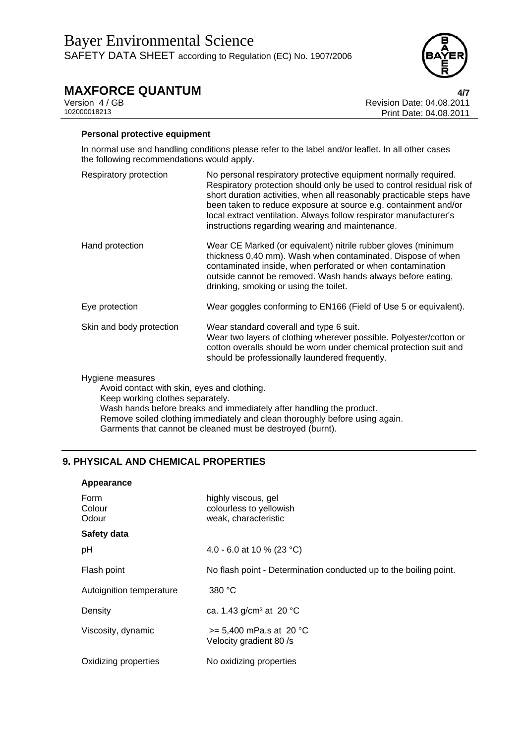**Personal protective equipment**

In normal use and handling conditions please refer to the label and/or leaflet. In all other cases the following recommendations would apply.

| | |
|---|---|
| Respiratory protection | No personal respiratory protective equipment normally required. Respiratory protection should only be used to control residual risk of short duration activities, when all reasonably practicable steps have been taken to reduce exposure at source e.g. containment and/or local extract ventilation. Always follow respirator manufacturer's instructions regarding wearing and maintenance. |
| Hand protection | Wear CE Marked (or equivalent) nitrile rubber gloves (minimum thickness 0,40 mm). Wash when contaminated. Dispose of when contaminated inside, when perforated or when contamination outside cannot be removed. Wash hands always before eating, drinking, smoking or using the toilet. |
| Eye protection | Wear goggles conforming to EN166 (Field of Use 5 or equivalent). |
| Skin and body protection | Wear standard coverall and type 6 suit. Wear two layers of clothing wherever possible. Polyester/cotton or cotton overalls should be worn under chemical protection suit and should be professionally laundered frequently. |

Hygiene measures

Avoid contact with skin, eyes and clothing.
Keep working clothes separately.
Wash hands before breaks and immediately after handling the product.
Remove soiled clothing immediately and clean thoroughly before using again.
Garments that cannot be cleaned must be destroyed (burnt).

## 9. PHYSICAL AND CHEMICAL PROPERTIES

**Appearance**

| | |
|---|---|
| Form | highly viscous, gel |
| Colour | colourless to yellowish |
| Odour | weak, characteristic |

**Safety data**

| | |
|---|---|
| pH | 4.0 - 6.0 at 10 % (23 °C) |
| Flash point | No flash point - Determination conducted up to the boiling point. |
| Autoignition temperature | 380 °C |
| Density | ca. 1.43 g/cm³ at 20 °C |
| Viscosity, dynamic | >= 5,400 mPa.s at 20 °C<br>Velocity gradient 80 /s |
| Oxidizing properties | No oxidizing properties |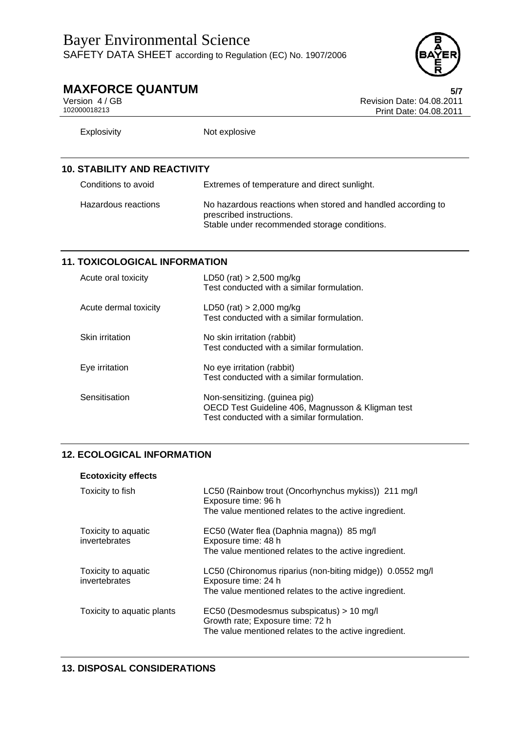| | |
|---|---|
| Explosivity | Not explosive |

## 10. STABILITY AND REACTIVITY

| | |
|---|---|
| Conditions to avoid | Extremes of temperature and direct sunlight. |
| Hazardous reactions | No hazardous reactions when stored and handled according to prescribed instructions.<br>Stable under recommended storage conditions. |

## 11. TOXICOLOGICAL INFORMATION

| | |
|---|---|
| Acute oral toxicity | LD50 (rat) > 2,500 mg/kg<br>Test conducted with a similar formulation. |
| Acute dermal toxicity | LD50 (rat) > 2,000 mg/kg<br>Test conducted with a similar formulation. |
| Skin irritation | No skin irritation (rabbit)<br>Test conducted with a similar formulation. |
| Eye irritation | No eye irritation (rabbit)<br>Test conducted with a similar formulation. |
| Sensitisation | Non-sensitizing. (guinea pig)<br>OECD Test Guideline 406, Magnusson & Kligman test<br>Test conducted with a similar formulation. |

## 12. ECOLOGICAL INFORMATION

**Ecotoxicity effects**

| | |
|---|---|
| Toxicity to fish | LC50 (Rainbow trout (Oncorhynchus mykiss)) 211 mg/l<br>Exposure time: 96 h<br>The value mentioned relates to the active ingredient. |
| Toxicity to aquatic invertebrates | EC50 (Water flea (Daphnia magna)) 85 mg/l<br>Exposure time: 48 h<br>The value mentioned relates to the active ingredient. |
| Toxicity to aquatic invertebrates | LC50 (Chironomus riparius (non-biting midge)) 0.0552 mg/l<br>Exposure time: 24 h<br>The value mentioned relates to the active ingredient. |
| Toxicity to aquatic plants | EC50 (Desmodesmus subspicatus) > 10 mg/l<br>Growth rate; Exposure time: 72 h<br>The value mentioned relates to the active ingredient. |

## 13. DISPOSAL CONSIDERATIONS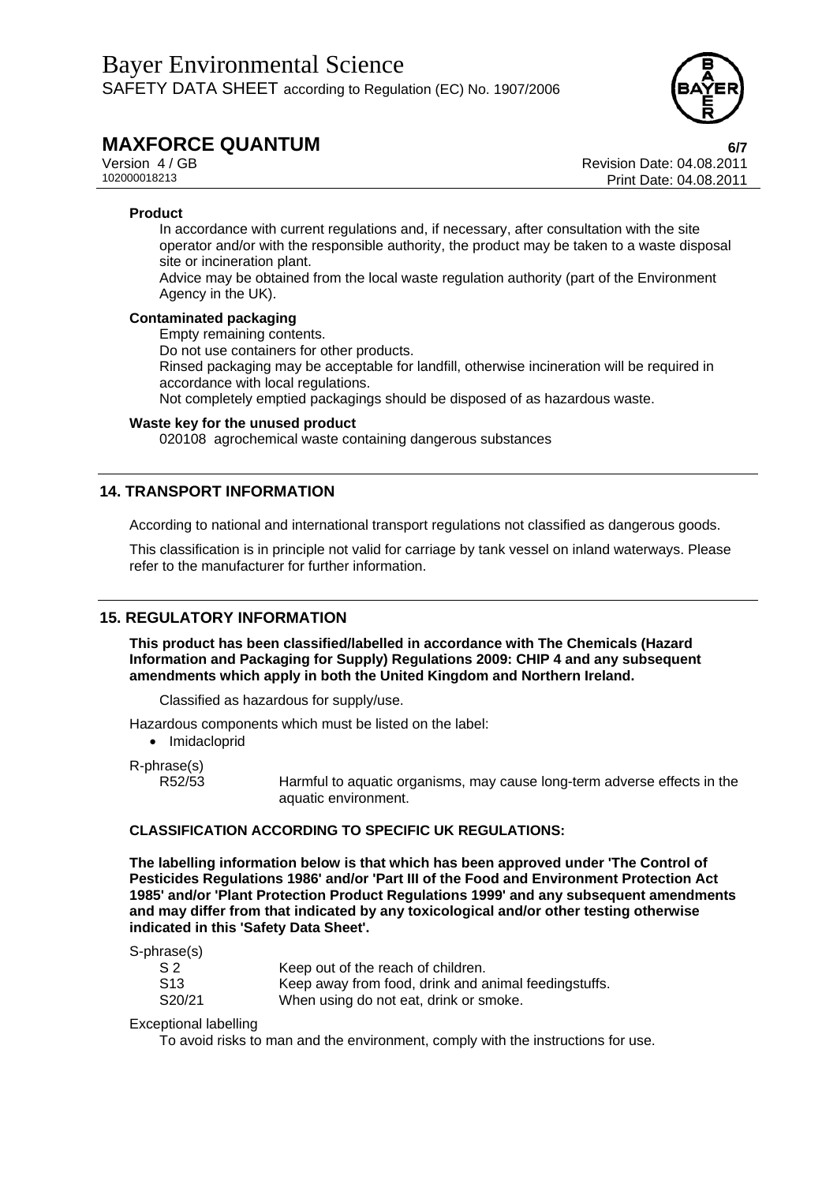**Product**

In accordance with current regulations and, if necessary, after consultation with the site operator and/or with the responsible authority, the product may be taken to a waste disposal site or incineration plant.

Advice may be obtained from the local waste regulation authority (part of the Environment Agency in the UK).

**Contaminated packaging**

Empty remaining contents.
Do not use containers for other products.
Rinsed packaging may be acceptable for landfill, otherwise incineration will be required in accordance with local regulations.
Not completely emptied packagings should be disposed of as hazardous waste.

**Waste key for the unused product**

020108 agrochemical waste containing dangerous substances

## 14. TRANSPORT INFORMATION

According to national and international transport regulations not classified as dangerous goods.

This classification is in principle not valid for carriage by tank vessel on inland waterways. Please refer to the manufacturer for further information.

## 15. REGULATORY INFORMATION

**This product has been classified/labelled in accordance with The Chemicals (Hazard Information and Packaging for Supply) Regulations 2009: CHIP 4 and any subsequent amendments which apply in both the United Kingdom and Northern Ireland.**

Classified as hazardous for supply/use.

Hazardous components which must be listed on the label:

- Imidacloprid

R-phrase(s)

| | |
|---|---|
| R52/53 | Harmful to aquatic organisms, may cause long-term adverse effects in the aquatic environment. |

**CLASSIFICATION ACCORDING TO SPECIFIC UK REGULATIONS:**

**The labelling information below is that which has been approved under 'The Control of Pesticides Regulations 1986' and/or 'Part III of the Food and Environment Protection Act 1985' and/or 'Plant Protection Product Regulations 1999' and any subsequent amendments and may differ from that indicated by any toxicological and/or other testing otherwise indicated in this 'Safety Data Sheet'.**

S-phrase(s)

| | |
|---|---|
| S 2 | Keep out of the reach of children. |
| S13 | Keep away from food, drink and animal feedingstuffs. |
| S20/21 | When using do not eat, drink or smoke. |

Exceptional labelling

To avoid risks to man and the environment, comply with the instructions for use.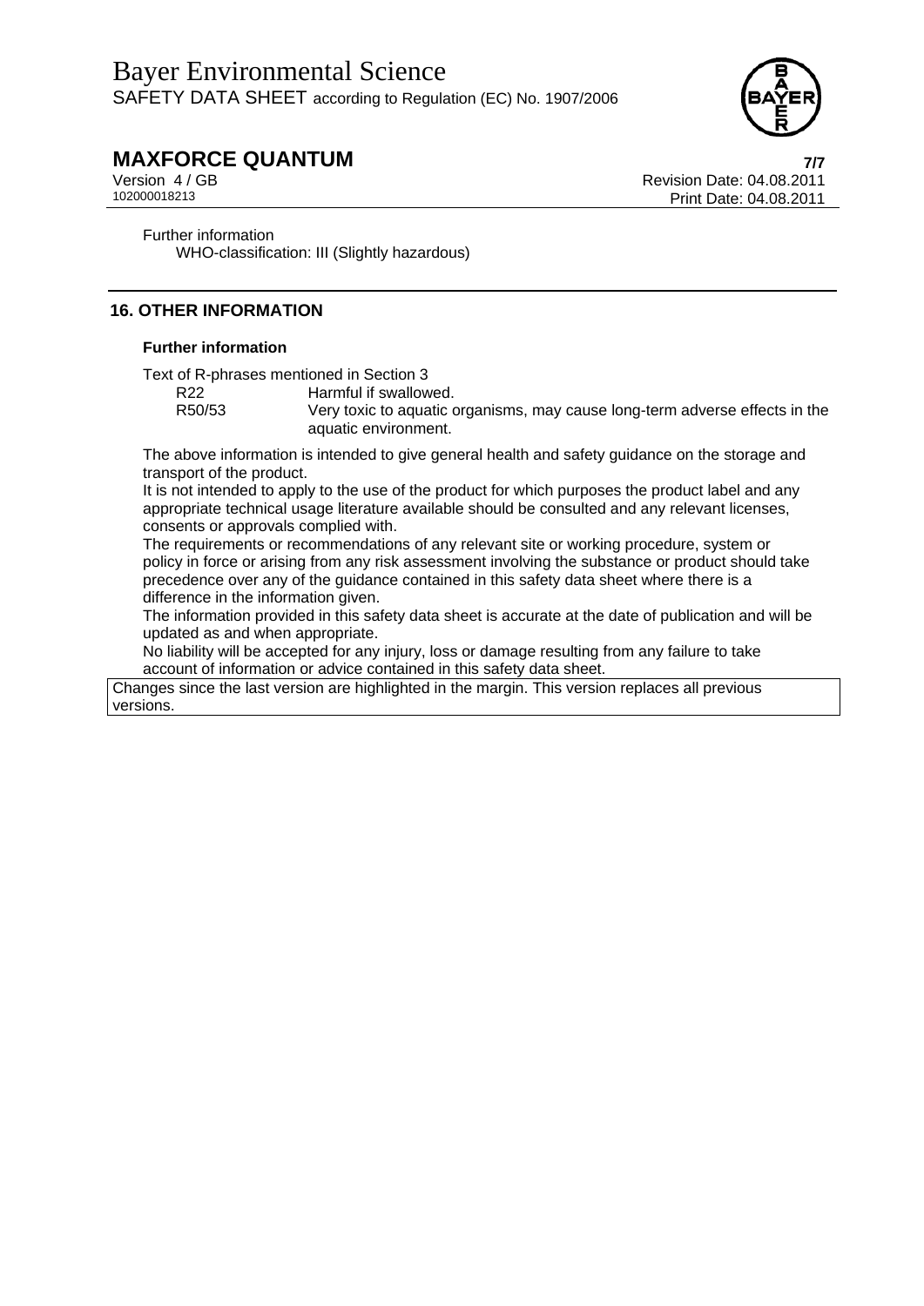Further information

WHO-classification: III (Slightly hazardous)

## 16. OTHER INFORMATION

### Further information

Text of R-phrases mentioned in Section 3

| | |
|---|---|
| R22 | Harmful if swallowed. |
| R50/53 | Very toxic to aquatic organisms, may cause long-term adverse effects in the aquatic environment. |

The above information is intended to give general health and safety guidance on the storage and transport of the product.

It is not intended to apply to the use of the product for which purposes the product label and any appropriate technical usage literature available should be consulted and any relevant licenses, consents or approvals complied with.

The requirements or recommendations of any relevant site or working procedure, system or policy in force or arising from any risk assessment involving the substance or product should take precedence over any of the guidance contained in this safety data sheet where there is a difference in the information given.

The information provided in this safety data sheet is accurate at the date of publication and will be updated as and when appropriate.

No liability will be accepted for any injury, loss or damage resulting from any failure to take account of information or advice contained in this safety data sheet.

Changes since the last version are highlighted in the margin. This version replaces all previous versions.